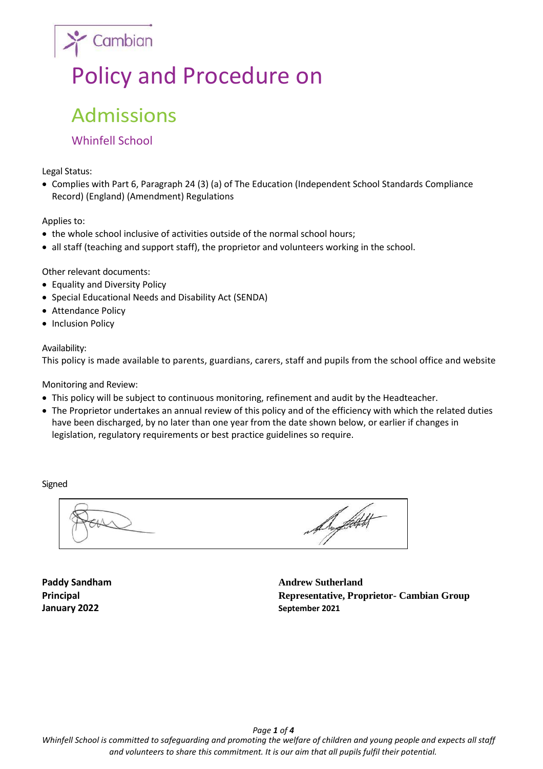Cambian

# Policy and Procedure on

## Admissions

### Whinfell School

Legal Status:

- Complies with Part 6, Paragraph 24 (3) (a) of The Education (Independent School Standards Compliance Record) (England) (Amendment) Regulations

Applies to:

- the whole school inclusive of activities outside of the normal school hours;
- all staff (teaching and support staff), the proprietor and volunteers working in the school.

Other relevant documents:

- Equality and Diversity Policy
- Special Educational Needs and Disability Act (SENDA)
- Attendance Policy
- Inclusion Policy

Availability:

This policy is made available to parents, guardians, carers, staff and pupils from the school office and website

Monitoring and Review:

- This policy will be subject to continuous monitoring, refinement and audit by the Headteacher.
- The Proprietor undertakes an annual review of this policy and of the efficiency with which the related duties have been discharged, by no later than one year from the date shown below, or earlier if changes in legislation, regulatory requirements or best practice guidelines so require.

Signed

**Paddy Sandham**
**Principal**
**January 2022**

**Andrew Sutherland**
**Representative, Proprietor- Cambian Group**
**September 2021**

*Whinfell School is committed to safeguarding and promoting the welfare of children and young people and expects all staff and volunteers to share this commitment. It is our aim that all pupils fulfil their potential.*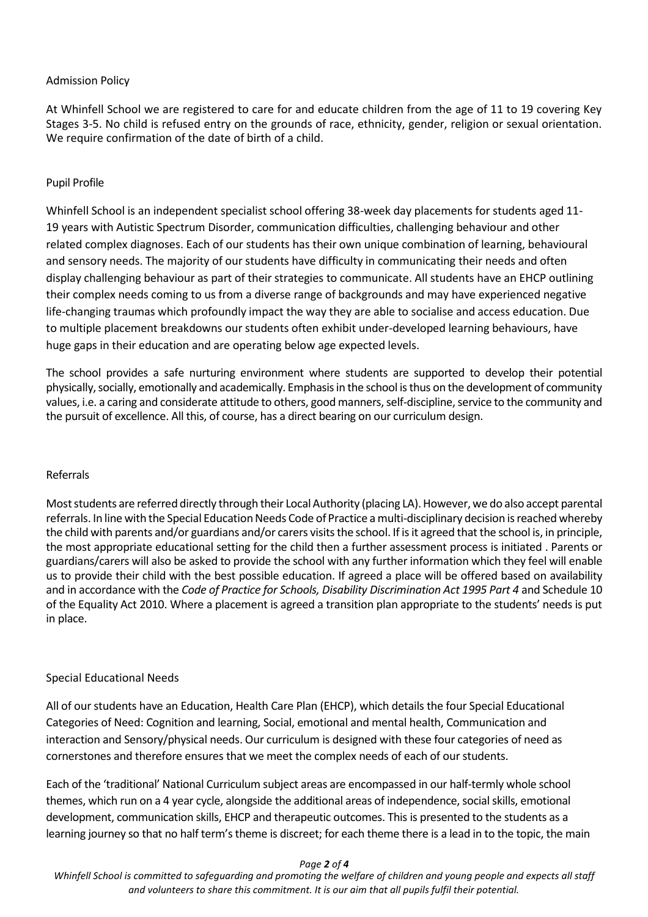## Admission Policy

At Whinfell School we are registered to care for and educate children from the age of 11 to 19 covering Key Stages 3-5. No child is refused entry on the grounds of race, ethnicity, gender, religion or sexual orientation. We require confirmation of the date of birth of a child.

## Pupil Profile

Whinfell School is an independent specialist school offering 38-week day placements for students aged 11-19 years with Autistic Spectrum Disorder, communication difficulties, challenging behaviour and other related complex diagnoses. Each of our students has their own unique combination of learning, behavioural and sensory needs. The majority of our students have difficulty in communicating their needs and often display challenging behaviour as part of their strategies to communicate. All students have an EHCP outlining their complex needs coming to us from a diverse range of backgrounds and may have experienced negative life-changing traumas which profoundly impact the way they are able to socialise and access education. Due to multiple placement breakdowns our students often exhibit under-developed learning behaviours, have huge gaps in their education and are operating below age expected levels.

The school provides a safe nurturing environment where students are supported to develop their potential physically, socially, emotionally and academically. Emphasis in the school is thus on the development of community values, i.e. a caring and considerate attitude to others, good manners, self-discipline, service to the community and the pursuit of excellence. All this, of course, has a direct bearing on our curriculum design.

## Referrals

Most students are referred directly through their Local Authority (placing LA). However, we do also accept parental referrals. In line with the Special Education Needs Code of Practice a multi-disciplinary decision is reached whereby the child with parents and/or guardians and/or carers visits the school. If is it agreed that the school is, in principle, the most appropriate educational setting for the child then a further assessment process is initiated . Parents or guardians/carers will also be asked to provide the school with any further information which they feel will enable us to provide their child with the best possible education. If agreed a place will be offered based on availability and in accordance with the *Code of Practice for Schools, Disability Discrimination Act 1995 Part 4* and Schedule 10 of the Equality Act 2010. Where a placement is agreed a transition plan appropriate to the students' needs is put in place.

## Special Educational Needs

All of our students have an Education, Health Care Plan (EHCP), which details the four Special Educational Categories of Need: Cognition and learning, Social, emotional and mental health, Communication and interaction and Sensory/physical needs. Our curriculum is designed with these four categories of need as cornerstones and therefore ensures that we meet the complex needs of each of our students.

Each of the 'traditional' National Curriculum subject areas are encompassed in our half-termly whole school themes, which run on a 4 year cycle, alongside the additional areas of independence, social skills, emotional development, communication skills, EHCP and therapeutic outcomes. This is presented to the students as a learning journey so that no half term's theme is discreet; for each theme there is a lead in to the topic, the main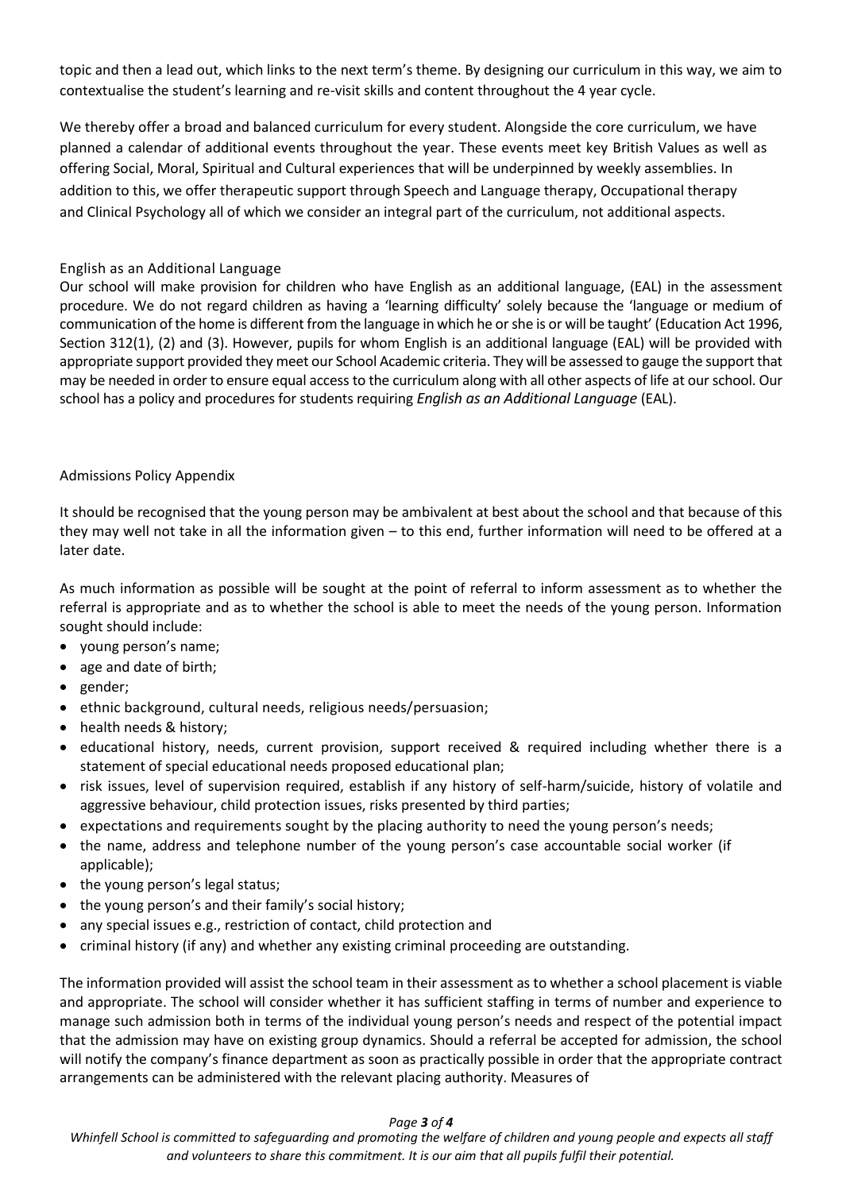topic and then a lead out, which links to the next term's theme. By designing our curriculum in this way, we aim to contextualise the student's learning and re-visit skills and content throughout the 4 year cycle.

We thereby offer a broad and balanced curriculum for every student. Alongside the core curriculum, we have planned a calendar of additional events throughout the year. These events meet key British Values as well as offering Social, Moral, Spiritual and Cultural experiences that will be underpinned by weekly assemblies. In addition to this, we offer therapeutic support through Speech and Language therapy, Occupational therapy and Clinical Psychology all of which we consider an integral part of the curriculum, not additional aspects.

## English as an Additional Language

Our school will make provision for children who have English as an additional language, (EAL) in the assessment procedure. We do not regard children as having a 'learning difficulty' solely because the 'language or medium of communication of the home is different from the language in which he or she is or will be taught' (Education Act 1996, Section 312(1), (2) and (3). However, pupils for whom English is an additional language (EAL) will be provided with appropriate support provided they meet our School Academic criteria. They will be assessed to gauge the support that may be needed in order to ensure equal access to the curriculum along with all other aspects of life at our school. Our school has a policy and procedures for students requiring *English as an Additional Language* (EAL).

## Admissions Policy Appendix

It should be recognised that the young person may be ambivalent at best about the school and that because of this they may well not take in all the information given – to this end, further information will need to be offered at a later date.

As much information as possible will be sought at the point of referral to inform assessment as to whether the referral is appropriate and as to whether the school is able to meet the needs of the young person. Information sought should include:

- young person's name;
- age and date of birth;
- gender;
- ethnic background, cultural needs, religious needs/persuasion;
- health needs & history;
- educational history, needs, current provision, support received & required including whether there is a statement of special educational needs proposed educational plan;
- risk issues, level of supervision required, establish if any history of self-harm/suicide, history of volatile and aggressive behaviour, child protection issues, risks presented by third parties;
- expectations and requirements sought by the placing authority to need the young person's needs;
- the name, address and telephone number of the young person's case accountable social worker (if applicable);
- the young person's legal status;
- the young person's and their family's social history;
- any special issues e.g., restriction of contact, child protection and
- criminal history (if any) and whether any existing criminal proceeding are outstanding.

The information provided will assist the school team in their assessment as to whether a school placement is viable and appropriate. The school will consider whether it has sufficient staffing in terms of number and experience to manage such admission both in terms of the individual young person's needs and respect of the potential impact that the admission may have on existing group dynamics. Should a referral be accepted for admission, the school will notify the company's finance department as soon as practically possible in order that the appropriate contract arrangements can be administered with the relevant placing authority. Measures of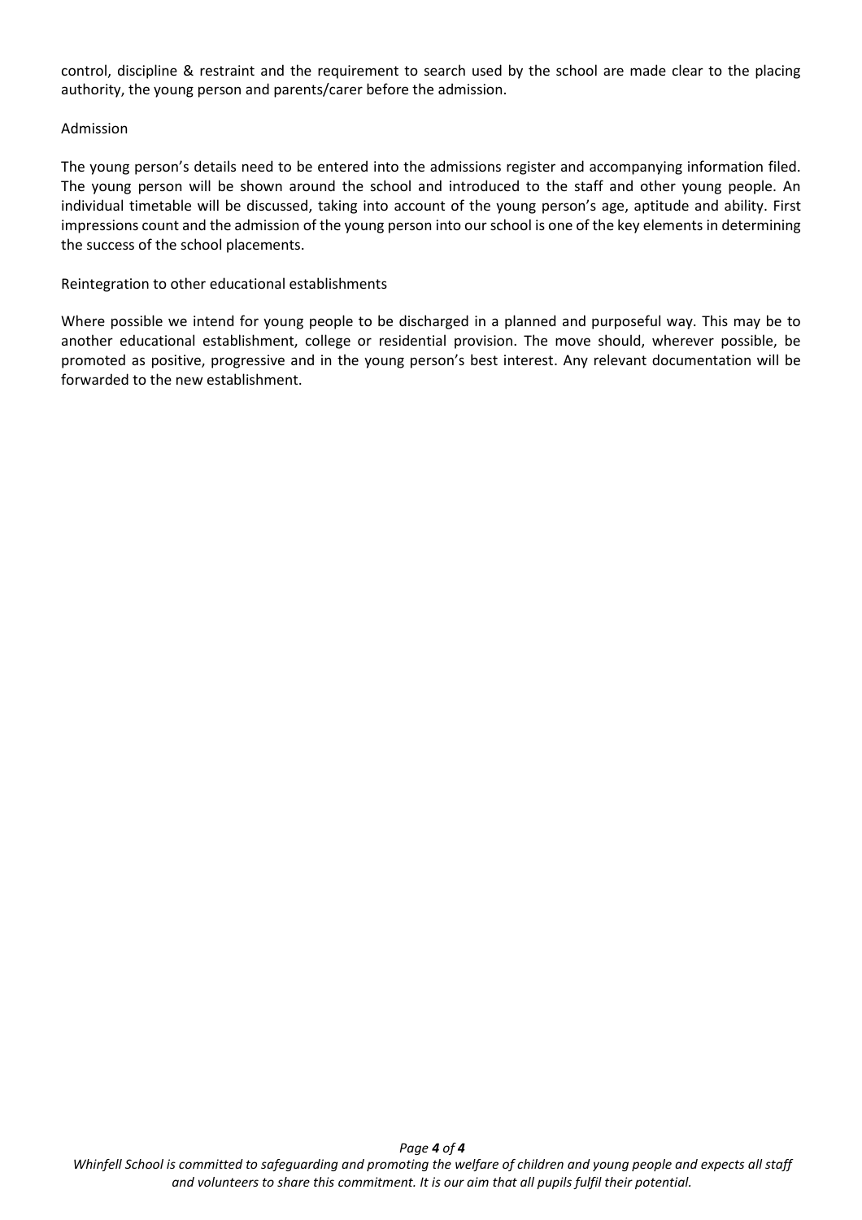control, discipline & restraint and the requirement to search used by the school are made clear to the placing authority, the young person and parents/carer before the admission.

Admission

The young person's details need to be entered into the admissions register and accompanying information filed. The young person will be shown around the school and introduced to the staff and other young people. An individual timetable will be discussed, taking into account of the young person's age, aptitude and ability. First impressions count and the admission of the young person into our school is one of the key elements in determining the success of the school placements.

Reintegration to other educational establishments

Where possible we intend for young people to be discharged in a planned and purposeful way. This may be to another educational establishment, college or residential provision. The move should, wherever possible, be promoted as positive, progressive and in the young person's best interest. Any relevant documentation will be forwarded to the new establishment.